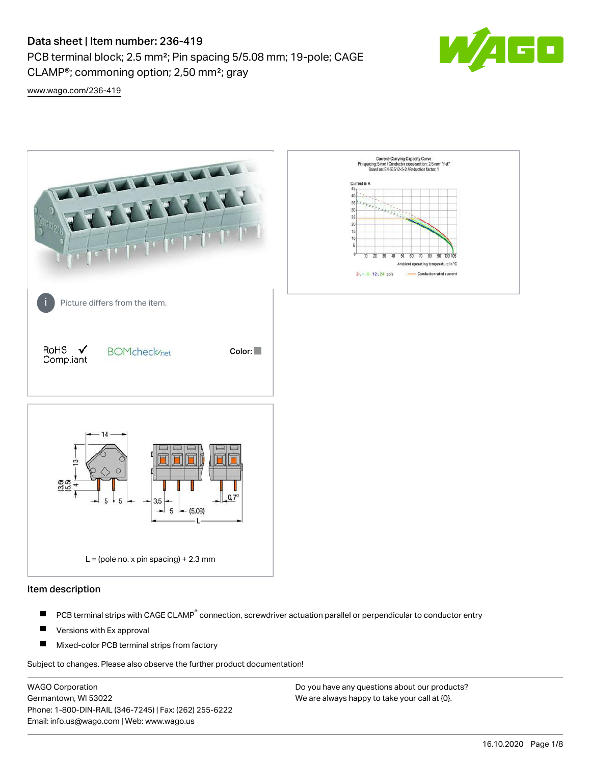# Data sheet | Item number: 236-419

PCB terminal block; 2.5 mm²; Pin spacing 5/5.08 mm; 19-pole; CAGE CLAMP®; commoning option; 2,50 mm²; gray

[www.wago.com/236-419](www.wago.com/236-419)

Picture differs from the item.

RoHS ✓ Compliant

BOMcheck.net

Color:

L = (pole no. x pin spacing) + 2.3 mm

## Item description

- PCB terminal strips with CAGE CLAMP® connection, screwdriver actuation parallel or perpendicular to conductor entry
- Versions with Ex approval
- Mixed-color PCB terminal strips from factory

Subject to changes. Please also observe the further product documentation!

WAGO Corporation
Germantown, WI 53022
Phone: 1-800-DIN-RAIL (346-7245) | Fax: (262) 255-6222
Email: info.us@wago.com | Web: www.wago.us

Do you have any questions about our products?
We are always happy to take your call at {0}.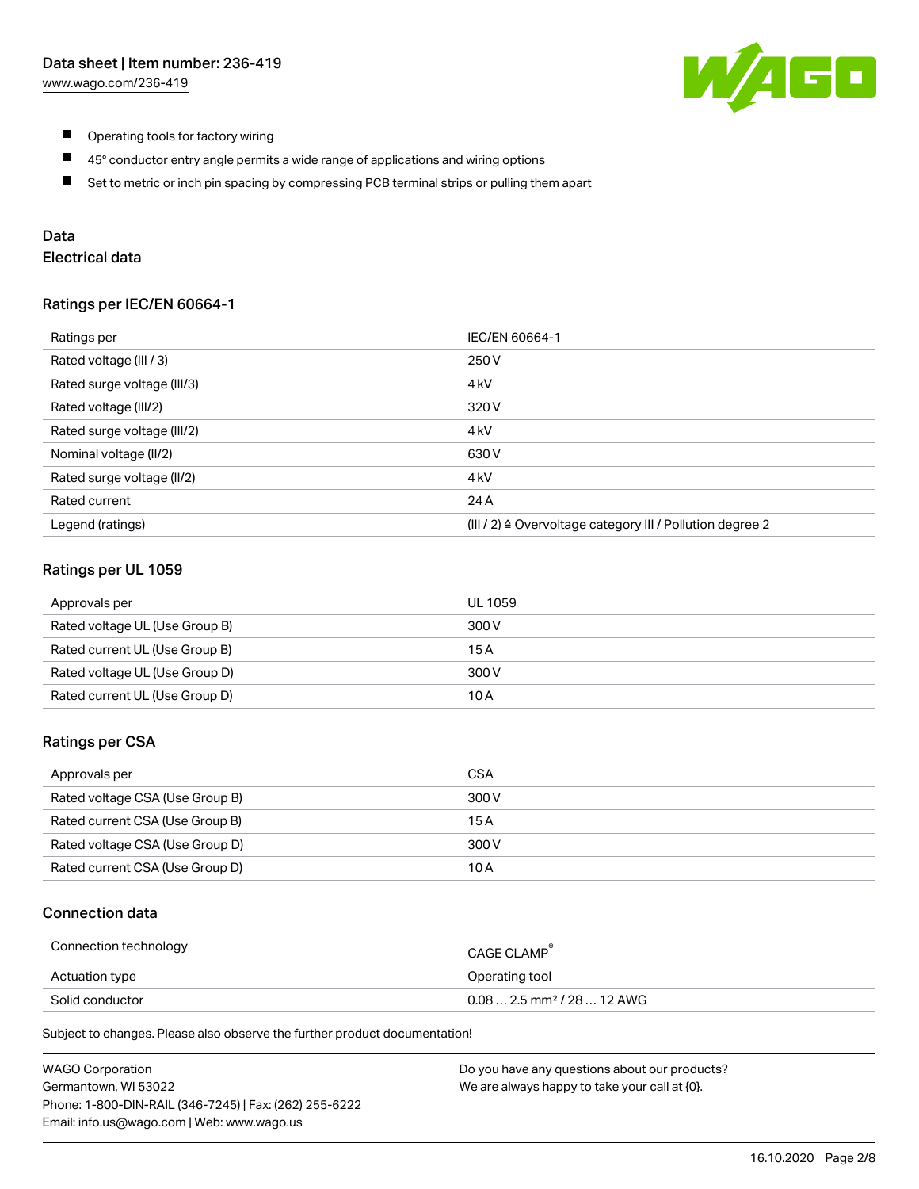- Operating tools for factory wiring
- 45° conductor entry angle permits a wide range of applications and wiring options
- Set to metric or inch pin spacing by compressing PCB terminal strips or pulling them apart

## Data

### Electrical data

#### Ratings per IEC/EN 60664-1

| Ratings per | IEC/EN 60664-1 |
| --- | --- |
| Rated voltage (III / 3) | 250 V |
| Rated surge voltage (III/3) | 4 kV |
| Rated voltage (III/2) | 320 V |
| Rated surge voltage (III/2) | 4 kV |
| Nominal voltage (II/2) | 630 V |
| Rated surge voltage (II/2) | 4 kV |
| Rated current | 24 A |
| Legend (ratings) | (III / 2) ≙ Overvoltage category III / Pollution degree 2 |

#### Ratings per UL 1059

| Approvals per | UL 1059 |
| --- | --- |
| Rated voltage UL (Use Group B) | 300 V |
| Rated current UL (Use Group B) | 15 A |
| Rated voltage UL (Use Group D) | 300 V |
| Rated current UL (Use Group D) | 10 A |

#### Ratings per CSA

| Approvals per | CSA |
| --- | --- |
| Rated voltage CSA (Use Group B) | 300 V |
| Rated current CSA (Use Group B) | 15 A |
| Rated voltage CSA (Use Group D) | 300 V |
| Rated current CSA (Use Group D) | 10 A |

### Connection data

| Connection technology | CAGE CLAMP® |
| --- | --- |
| Actuation type | Operating tool |
| Solid conductor | 0.08 … 2.5 mm² / 28 … 12 AWG |

Subject to changes. Please also observe the further product documentation!

WAGO Corporation
Germantown, WI 53022
Phone: 1-800-DIN-RAIL (346-7245) | Fax: (262) 255-6222
Email: info.us@wago.com | Web: www.wago.us

Do you have any questions about our products?
We are always happy to take your call at {0}.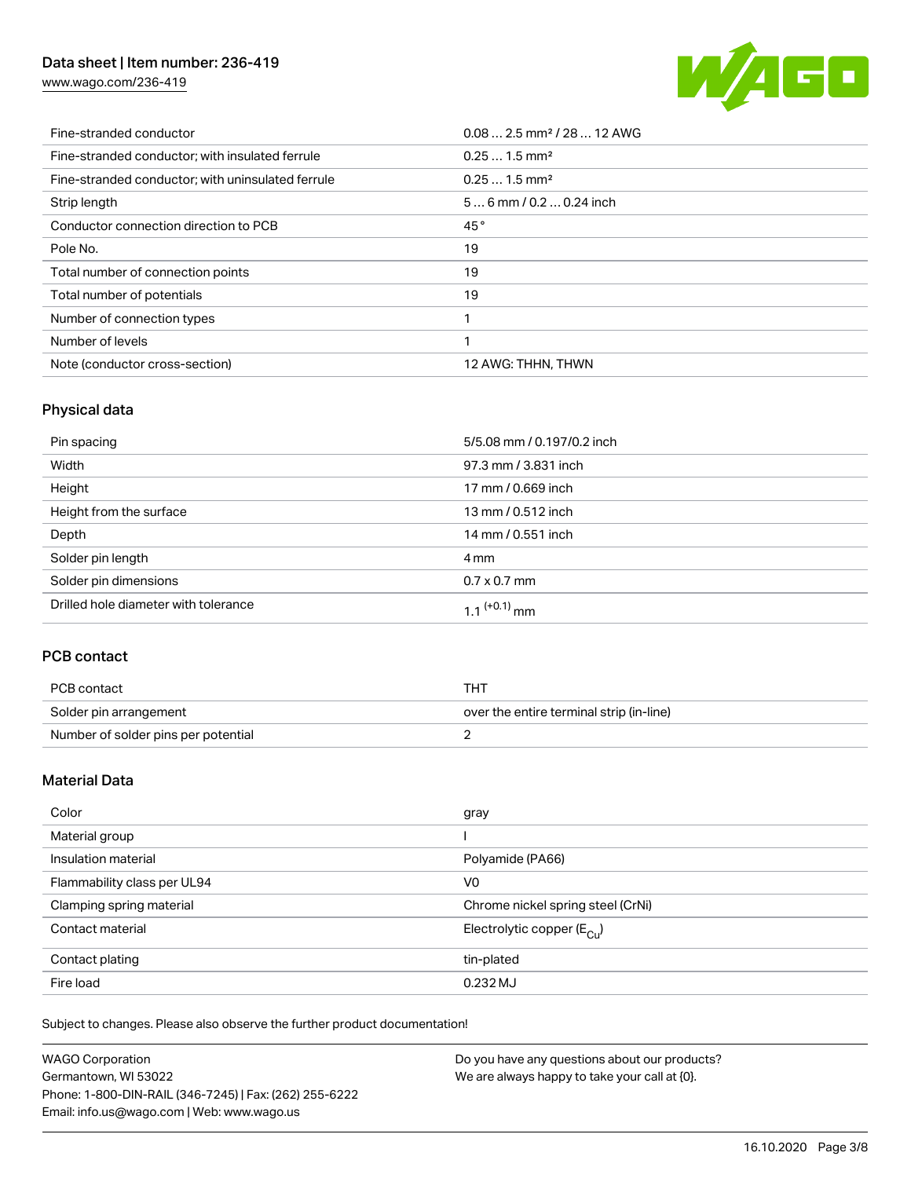| | |
|---|---|
| Fine-stranded conductor | 0.08 … 2.5 mm² / 28 … 12 AWG |
| Fine-stranded conductor; with insulated ferrule | 0.25 … 1.5 mm² |
| Fine-stranded conductor; with uninsulated ferrule | 0.25 … 1.5 mm² |
| Strip length | 5 … 6 mm / 0.2 … 0.24 inch |
| Conductor connection direction to PCB | 45 ° |
| Pole No. | 19 |
| Total number of connection points | 19 |
| Total number of potentials | 19 |
| Number of connection types | 1 |
| Number of levels | 1 |
| Note (conductor cross-section) | 12 AWG: THHN, THWN |

## Physical data

| | |
|---|---|
| Pin spacing | 5/5.08 mm / 0.197/0.2 inch |
| Width | 97.3 mm / 3.831 inch |
| Height | 17 mm / 0.669 inch |
| Height from the surface | 13 mm / 0.512 inch |
| Depth | 14 mm / 0.551 inch |
| Solder pin length | 4 mm |
| Solder pin dimensions | 0.7 x 0.7 mm |
| Drilled hole diameter with tolerance | $1.1^{(+0.1)}$ mm |

## PCB contact

| | |
|---|---|
| PCB contact | THT |
| Solder pin arrangement | over the entire terminal strip (in-line) |
| Number of solder pins per potential | 2 |

## Material Data

| | |
|---|---|
| Color | gray |
| Material group | I |
| Insulation material | Polyamide (PA66) |
| Flammability class per UL94 | V0 |
| Clamping spring material | Chrome nickel spring steel (CrNi) |
| Contact material | Electrolytic copper ($E_{Cu}$) |
| Contact plating | tin-plated |
| Fire load | 0.232 MJ |

Subject to changes. Please also observe the further product documentation!

WAGO Corporation
Germantown, WI 53022
Phone: 1-800-DIN-RAIL (346-7245) | Fax: (262) 255-6222
Email: info.us@wago.com | Web: www.wago.us

Do you have any questions about our products?
We are always happy to take your call at {0}.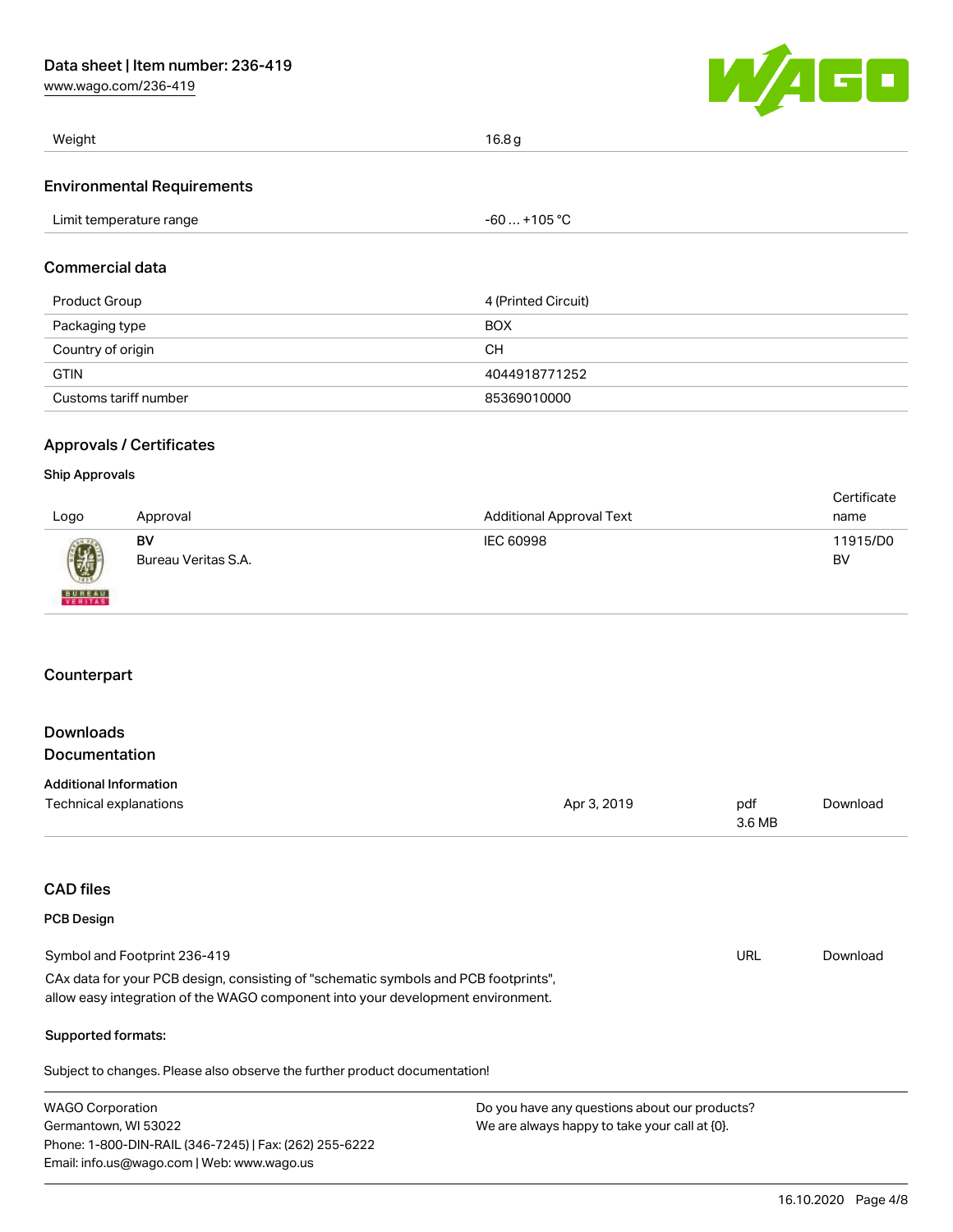| Weight | 16.8 g |
| --- | --- |

## Environmental Requirements

| Limit temperature range | -60 … +105 °C |
| --- | --- |

## Commercial data

| Product Group | 4 (Printed Circuit) |
| --- | --- |
| Packaging type | BOX |
| Country of origin | CH |
| GTIN | 4044918771252 |
| Customs tariff number | 85369010000 |

## Approvals / Certificates

### Ship Approvals

| Logo | Approval | Additional Approval Text | Certificate name |
| --- | --- | --- | --- |
| | **BV** Bureau Veritas S.A. | IEC 60998 | 11915/D0 BV |

## Counterpart

## Downloads

## Documentation

### Additional Information

| Technical explanations | Apr 3, 2019 | pdf 3.6 MB | Download |
| --- | --- | --- | --- |

## CAD files

### PCB Design

| Symbol and Footprint 236-419 | URL | Download |
| --- | --- | --- |

CAx data for your PCB design, consisting of "schematic symbols and PCB footprints", allow easy integration of the WAGO component into your development environment.

**Supported formats:**

Subject to changes. Please also observe the further product documentation!

WAGO Corporation
Germantown, WI 53022
Phone: 1-800-DIN-RAIL (346-7245) | Fax: (262) 255-6222
Email: info.us@wago.com | Web: www.wago.us

Do you have any questions about our products?
We are always happy to take your call at {0}.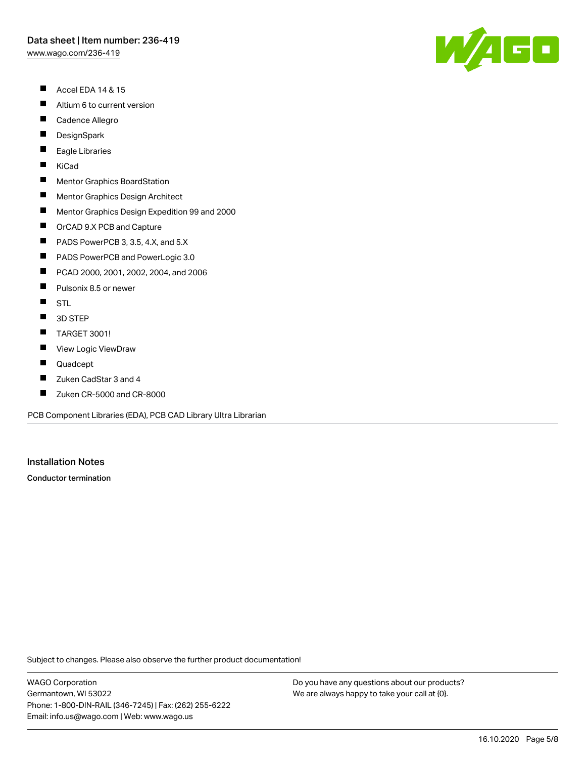- Accel EDA 14 & 15
- Altium 6 to current version
- Cadence Allegro
- DesignSpark
- Eagle Libraries
- KiCad
- Mentor Graphics BoardStation
- Mentor Graphics Design Architect
- Mentor Graphics Design Expedition 99 and 2000
- OrCAD 9.X PCB and Capture
- PADS PowerPCB 3, 3.5, 4.X, and 5.X
- PADS PowerPCB and PowerLogic 3.0
- PCAD 2000, 2001, 2002, 2004, and 2006
- Pulsonix 8.5 or newer
- STL
- 3D STEP
- TARGET 3001!
- View Logic ViewDraw
- Quadcept
- Zuken CadStar 3 and 4
- Zuken CR-5000 and CR-8000

PCB Component Libraries (EDA), PCB CAD Library Ultra Librarian

## Installation Notes

**Conductor termination**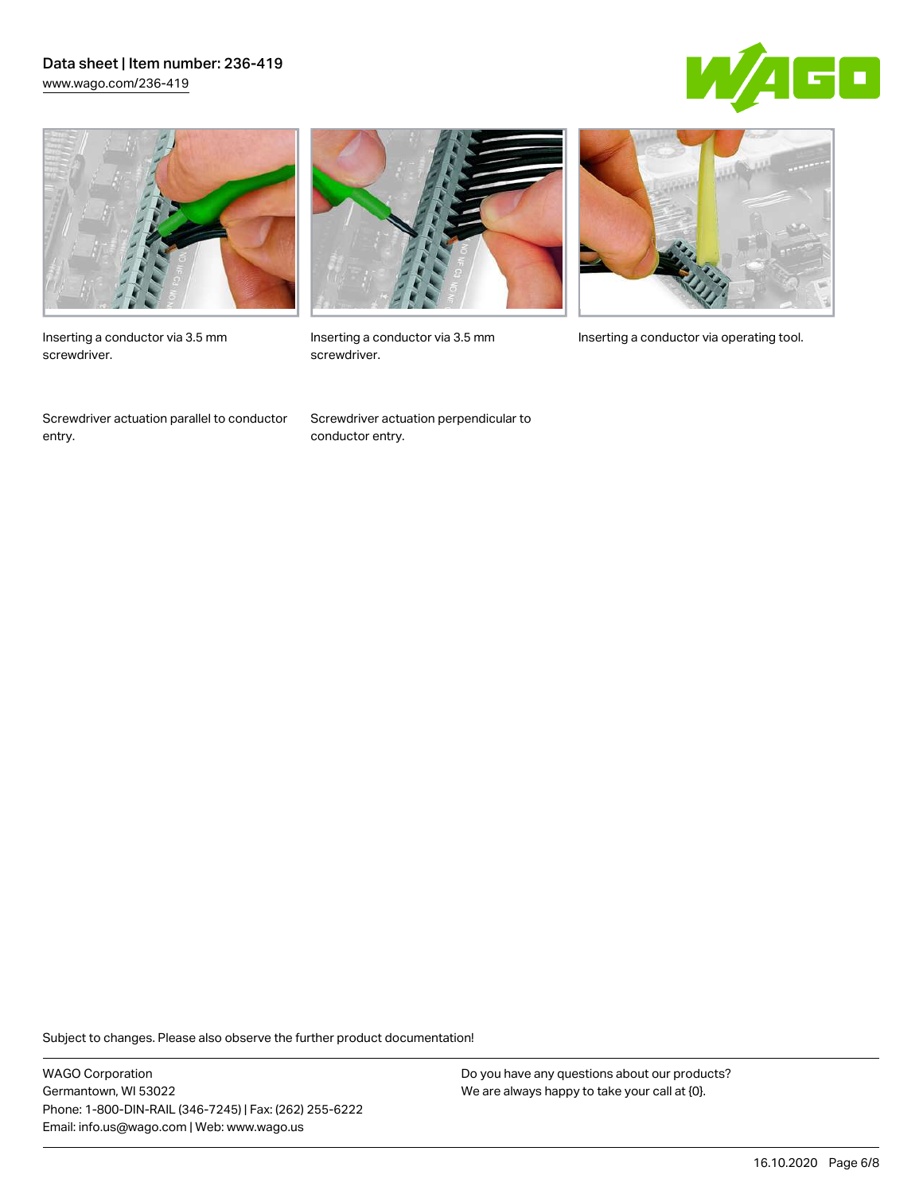Inserting a conductor via 3.5 mm screwdriver.

Inserting a conductor via 3.5 mm screwdriver.

Inserting a conductor via operating tool.

Screwdriver actuation parallel to conductor entry.

Screwdriver actuation perpendicular to conductor entry.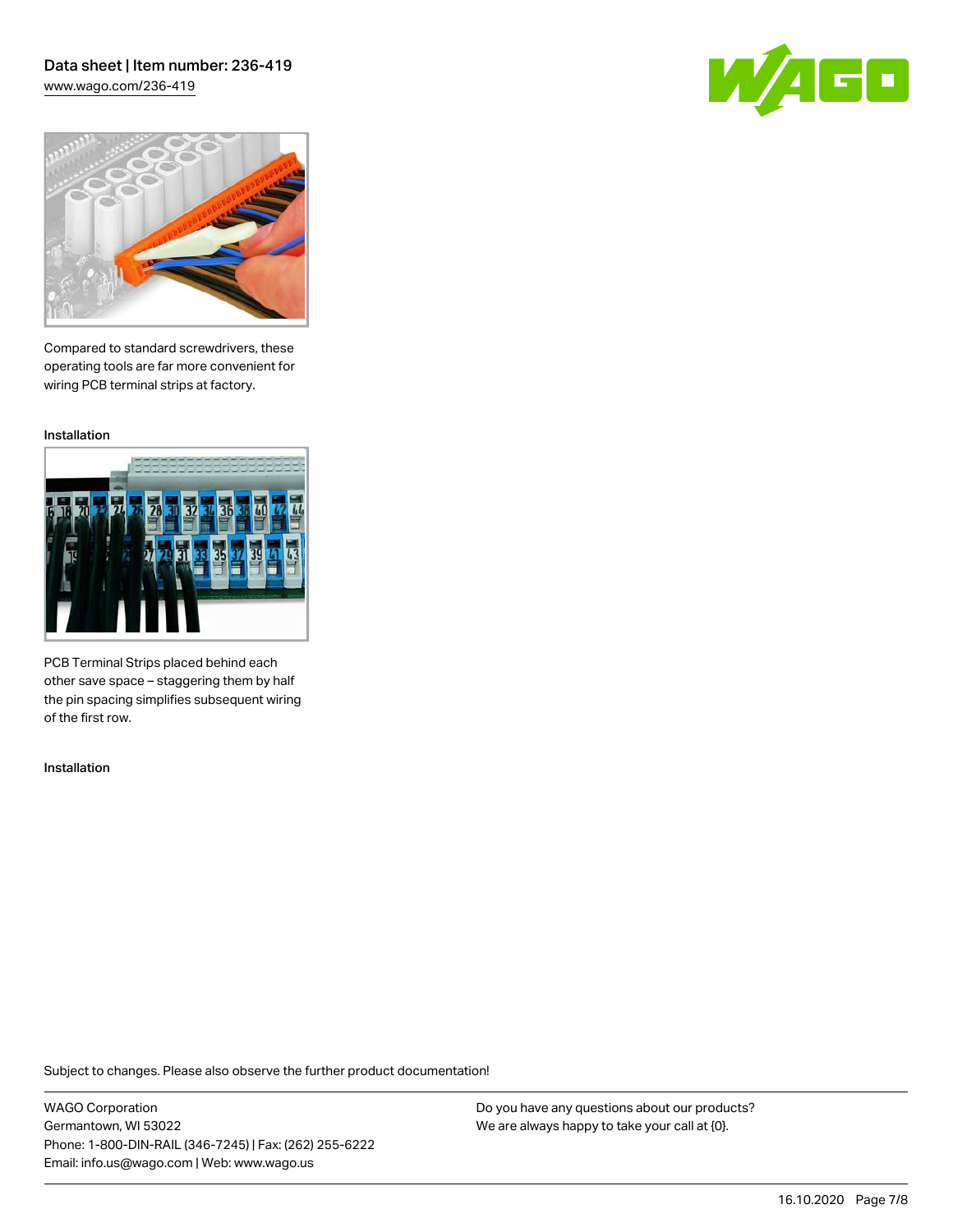Compared to standard screwdrivers, these operating tools are far more convenient for wiring PCB terminal strips at factory.

Installation

PCB Terminal Strips placed behind each other save space – staggering them by half the pin spacing simplifies subsequent wiring of the first row.

Installation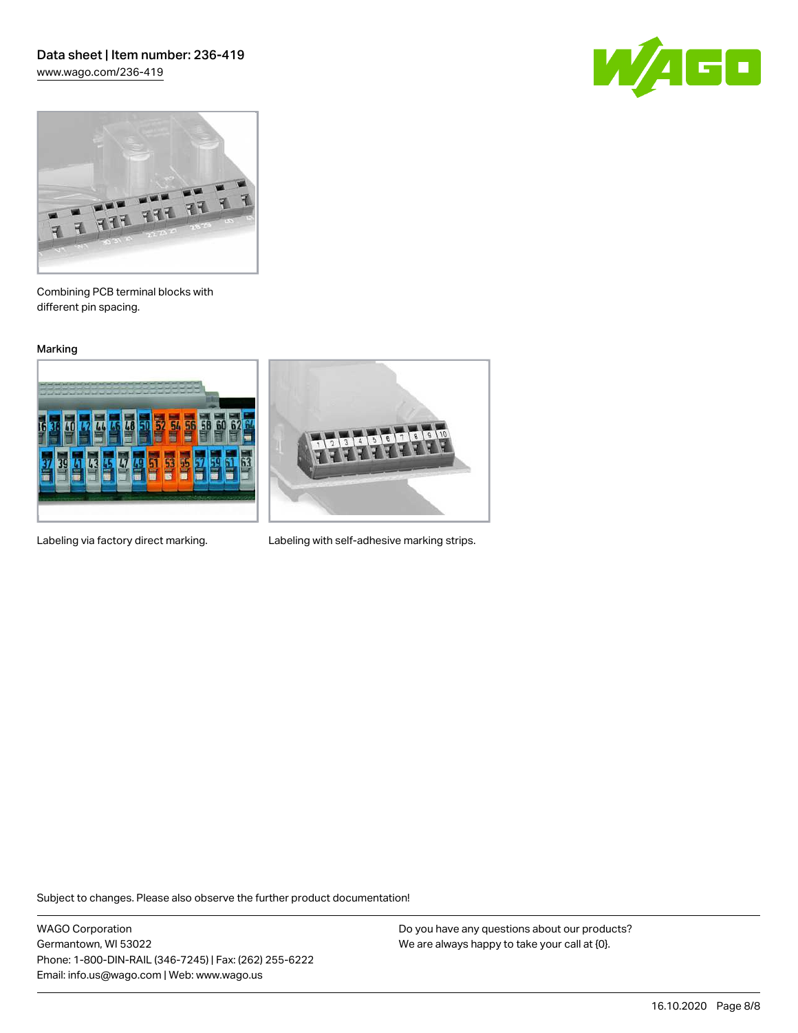Combining PCB terminal blocks with different pin spacing.

Marking

Labeling via factory direct marking.

Labeling with self-adhesive marking strips.

Subject to changes. Please also observe the further product documentation!

WAGO Corporation
Germantown, WI 53022
Phone: 1-800-DIN-RAIL (346-7245) | Fax: (262) 255-6222
Email: info.us@wago.com | Web: www.wago.us

Do you have any questions about our products?
We are always happy to take your call at {0}.